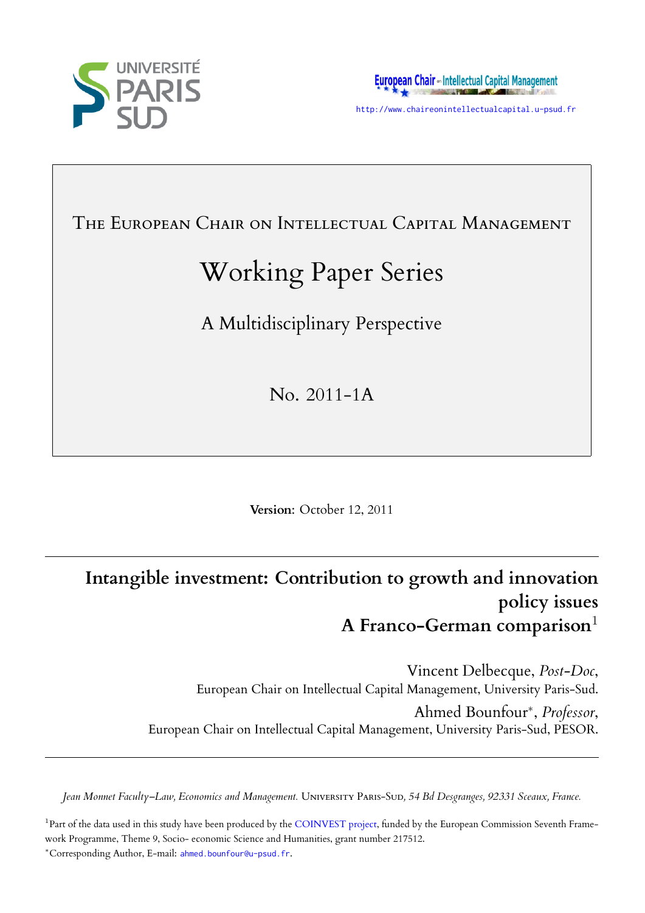UNIVERSITÉ PARIS SUD

European Chair on Intellectual Capital Management

http://www.chaireonintellectualcapital.u-psud.fr

The European Chair on Intellectual Capital Management

# Working Paper Series

A Multidisciplinary Perspective

No. 2011-1A

**Version**: October 12, 2011

# Intangible investment: Contribution to growth and innovation policy issues
## A Franco-German comparison[1]

Vincent Delbecque, *Post-Doc*,
European Chair on Intellectual Capital Management, University Paris-Sud.

Ahmed Bounfour*, *Professor*,
European Chair on Intellectual Capital Management, University Paris-Sud, PESOR.

*Jean Monnet Faculty–Law, Economics and Management.* University Paris-Sud*, 54 Bd Desgranges, 92331 Sceaux, France.*

[1] Part of the data used in this study have been produced by the COINVEST project, funded by the European Commission Seventh Framework Programme, Theme 9, Socio- economic Science and Humanities, grant number 217512.

*Corresponding Author, E-mail: ahmed.bounfour@u-psud.fr.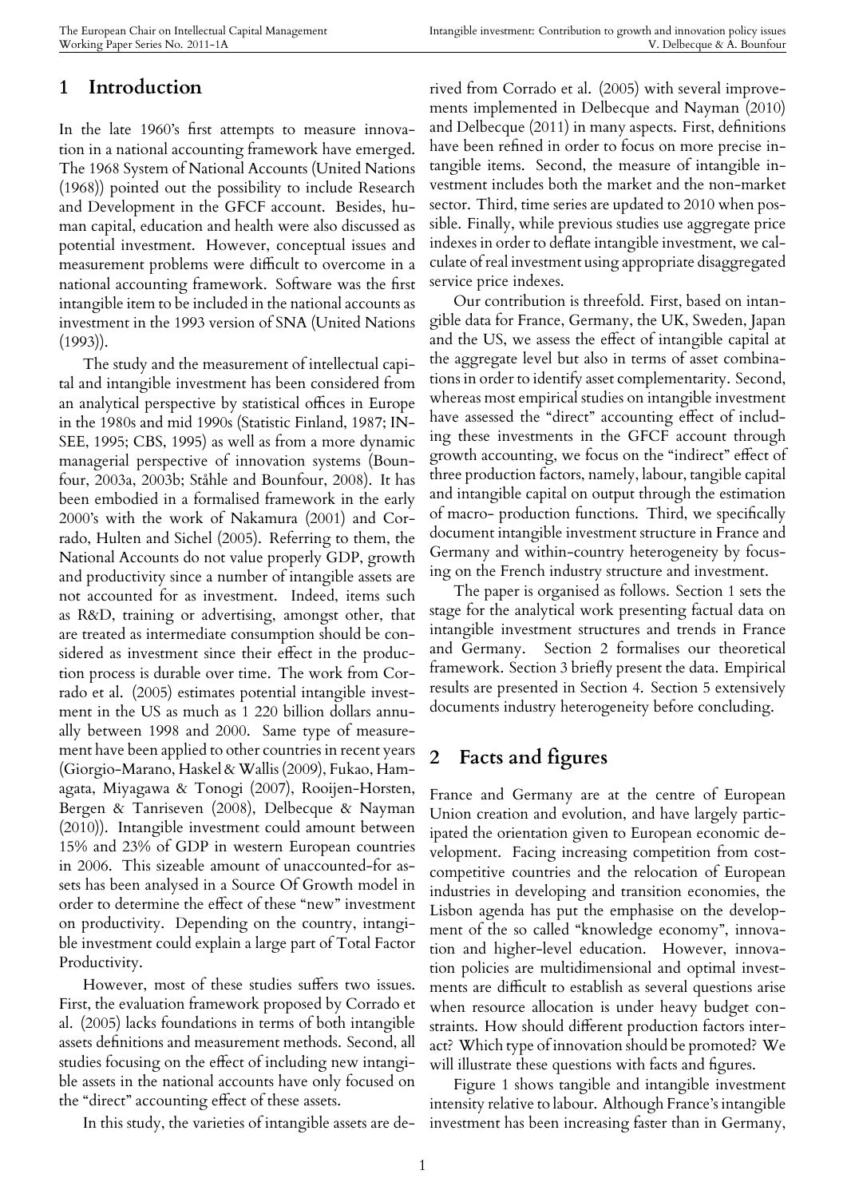# 1 Introduction

In the late 1960's first attempts to measure innovation in a national accounting framework have emerged. The 1968 System of National Accounts (United Nations (1968)) pointed out the possibility to include Research and Development in the GFCF account. Besides, human capital, education and health were also discussed as potential investment. However, conceptual issues and measurement problems were difficult to overcome in a national accounting framework. Software was the first intangible item to be included in the national accounts as investment in the 1993 version of SNA (United Nations (1993)).

The study and the measurement of intellectual capital and intangible investment has been considered from an analytical perspective by statistical offices in Europe in the 1980s and mid 1990s (Statistic Finland, 1987; INSEE, 1995; CBS, 1995) as well as from a more dynamic managerial perspective of innovation systems (Bounfour, 2003a, 2003b; Ståhle and Bounfour, 2008). It has been embodied in a formalised framework in the early 2000's with the work of Nakamura (2001) and Corrado, Hulten and Sichel (2005). Referring to them, the National Accounts do not value properly GDP, growth and productivity since a number of intangible assets are not accounted for as investment. Indeed, items such as R&D, training or advertising, amongst other, that are treated as intermediate consumption should be considered as investment since their effect in the production process is durable over time. The work from Corrado et al. (2005) estimates potential intangible investment in the US as much as 1 220 billion dollars annually between 1998 and 2000. Same type of measurement have been applied to other countries in recent years (Giorgio-Marano, Haskel & Wallis (2009), Fukao, Hamagata, Miyagawa & Tonogi (2007), Rooijen-Horsten, Bergen & Tanriseven (2008), Delbecque & Nayman (2010)). Intangible investment could amount between 15% and 23% of GDP in western European countries in 2006. This sizeable amount of unaccounted-for assets has been analysed in a Source Of Growth model in order to determine the effect of these "new" investment on productivity. Depending on the country, intangible investment could explain a large part of Total Factor Productivity.

However, most of these studies suffers two issues. First, the evaluation framework proposed by Corrado et al. (2005) lacks foundations in terms of both intangible assets definitions and measurement methods. Second, all studies focusing on the effect of including new intangible assets in the national accounts have only focused on the "direct" accounting effect of these assets.

In this study, the varieties of intangible assets are derived from Corrado et al. (2005) with several improvements implemented in Delbecque and Nayman (2010) and Delbecque (2011) in many aspects. First, definitions have been refined in order to focus on more precise intangible items. Second, the measure of intangible investment includes both the market and the non-market sector. Third, time series are updated to 2010 when possible. Finally, while previous studies use aggregate price indexes in order to deflate intangible investment, we calculate of real investment using appropriate disaggregated service price indexes.

Our contribution is threefold. First, based on intangible data for France, Germany, the UK, Sweden, Japan and the US, we assess the effect of intangible capital at the aggregate level but also in terms of asset combinations in order to identify asset complementarity. Second, whereas most empirical studies on intangible investment have assessed the "direct" accounting effect of including these investments in the GFCF account through growth accounting, we focus on the "indirect" effect of three production factors, namely, labour, tangible capital and intangible capital on output through the estimation of macro- production functions. Third, we specifically document intangible investment structure in France and Germany and within-country heterogeneity by focusing on the French industry structure and investment.

The paper is organised as follows. Section 1 sets the stage for the analytical work presenting factual data on intangible investment structures and trends in France and Germany. Section 2 formalises our theoretical framework. Section 3 briefly present the data. Empirical results are presented in Section 4. Section 5 extensively documents industry heterogeneity before concluding.

# 2 Facts and figures

France and Germany are at the centre of European Union creation and evolution, and have largely participated the orientation given to European economic development. Facing increasing competition from cost-competitive countries and the relocation of European industries in developing and transition economies, the Lisbon agenda has put the emphasise on the development of the so called "knowledge economy", innovation and higher-level education. However, innovation policies are multidimensional and optimal investments are difficult to establish as several questions arise when resource allocation is under heavy budget constraints. How should different production factors interact? Which type of innovation should be promoted? We will illustrate these questions with facts and figures.

Figure 1 shows tangible and intangible investment intensity relative to labour. Although France's intangible investment has been increasing faster than in Germany,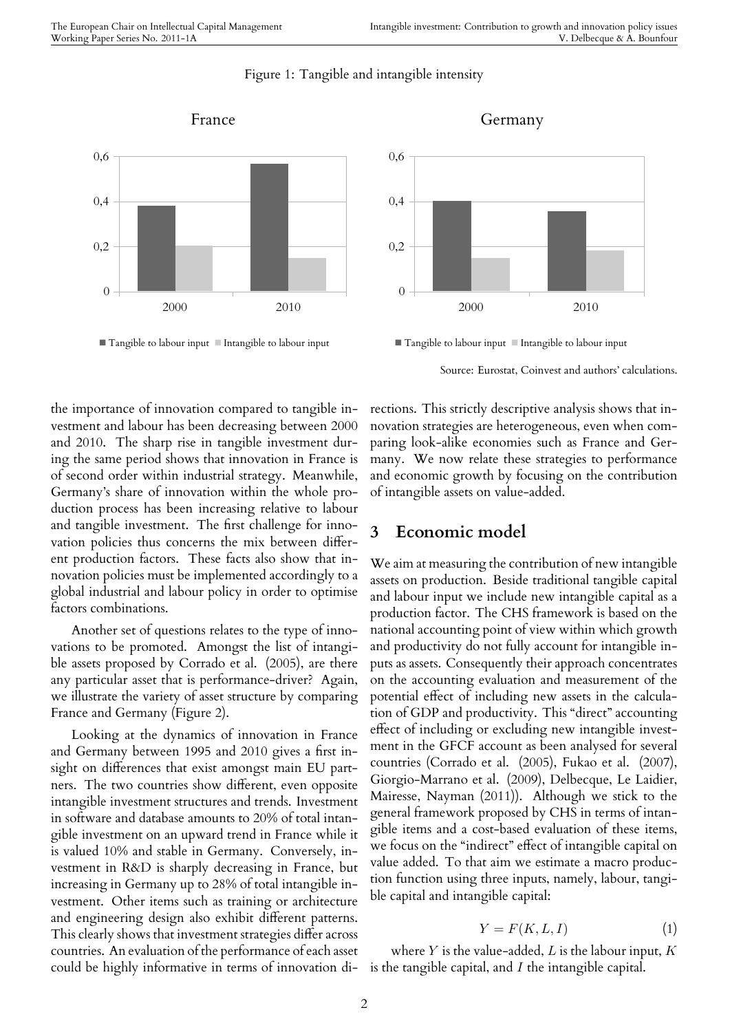Figure 1: Tangible and intangible intensity

Source: Eurostat, Coinvest and authors' calculations.

the importance of innovation compared to tangible investment and labour has been decreasing between 2000 and 2010. The sharp rise in tangible investment during the same period shows that innovation in France is of second order within industrial strategy. Meanwhile, Germany's share of innovation within the whole production process has been increasing relative to labour and tangible investment. The first challenge for innovation policies thus concerns the mix between different production factors. These facts also show that innovation policies must be implemented accordingly to a global industrial and labour policy in order to optimise factors combinations.

Another set of questions relates to the type of innovations to be promoted. Amongst the list of intangible assets proposed by Corrado et al. (2005), are there any particular asset that is performance-driver? Again, we illustrate the variety of asset structure by comparing France and Germany (Figure 2).

Looking at the dynamics of innovation in France and Germany between 1995 and 2010 gives a first insight on differences that exist amongst main EU partners. The two countries show different, even opposite intangible investment structures and trends. Investment in software and database amounts to 20% of total intangible investment on an upward trend in France while it is valued 10% and stable in Germany. Conversely, investment in R&D is sharply decreasing in France, but increasing in Germany up to 28% of total intangible investment. Other items such as training or architecture and engineering design also exhibit different patterns. This clearly shows that investment strategies differ across countries. An evaluation of the performance of each asset could be highly informative in terms of innovation directions. This strictly descriptive analysis shows that innovation strategies are heterogeneous, even when comparing look-alike economies such as France and Germany. We now relate these strategies to performance and economic growth by focusing on the contribution of intangible assets on value-added.

## 3 Economic model

We aim at measuring the contribution of new intangible assets on production. Beside traditional tangible capital and labour input we include new intangible capital as a production factor. The CHS framework is based on the national accounting point of view within which growth and productivity do not fully account for intangible inputs as assets. Consequently their approach concentrates on the accounting evaluation and measurement of the potential effect of including new assets in the calculation of GDP and productivity. This "direct" accounting effect of including or excluding new intangible investment in the GFCF account as been analysed for several countries (Corrado et al. (2005), Fukao et al. (2007), Giorgio-Marrano et al. (2009), Delbecque, Le Laidier, Mairesse, Nayman (2011)). Although we stick to the general framework proposed by CHS in terms of intangible items and a cost-based evaluation of these items, we focus on the "indirect" effect of intangible capital on value added. To that aim we estimate a macro production function using three inputs, namely, labour, tangible capital and intangible capital:

$$Y = F(K, L, I) \tag{1}$$

where $Y$ is the value-added, $L$ is the labour input, $K$ is the tangible capital, and $I$ the intangible capital.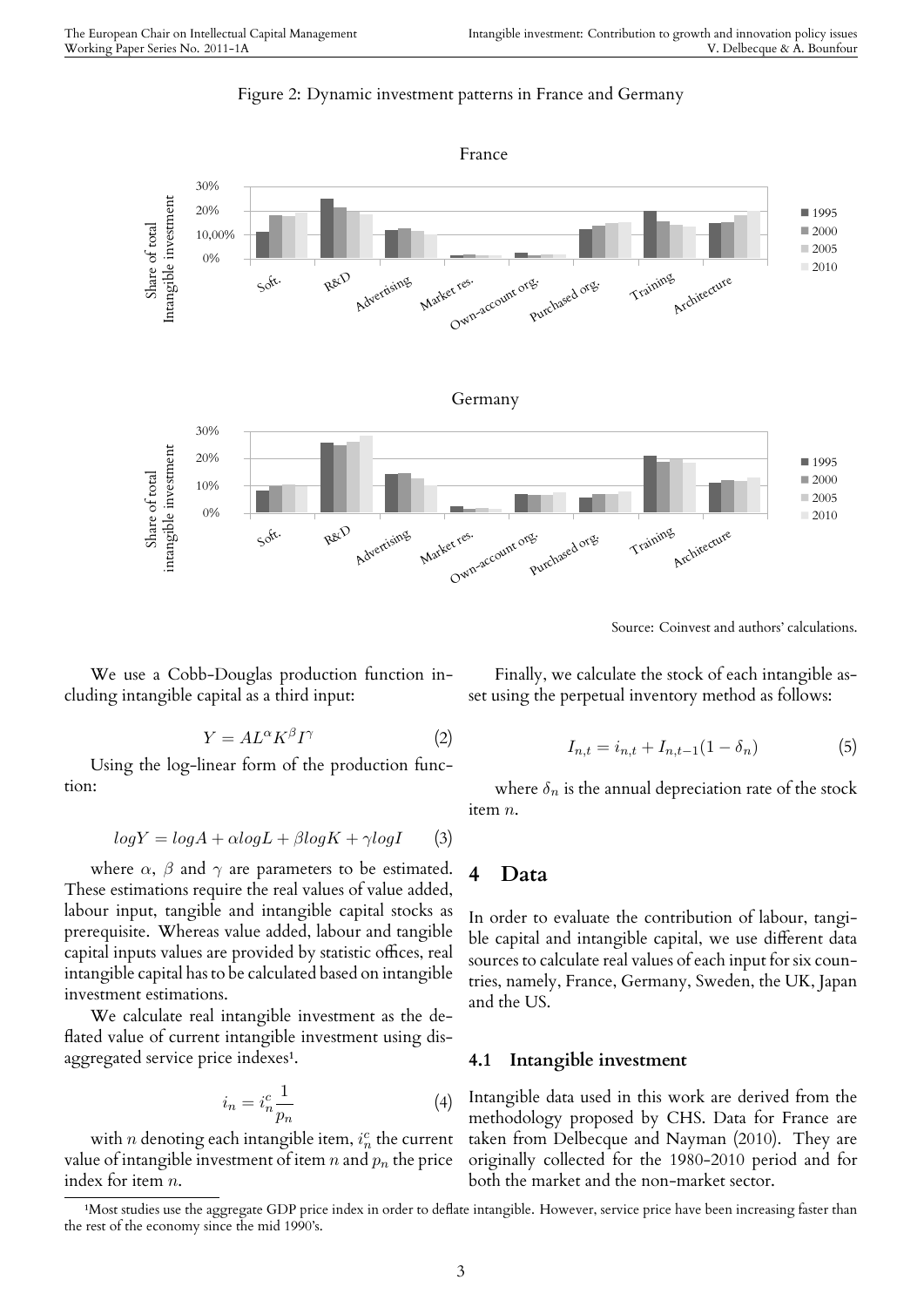Figure 2: Dynamic investment patterns in France and Germany

Source: Coinvest and authors' calculations.

We use a Cobb-Douglas production function including intangible capital as a third input:

$$Y = AL^{\alpha}K^{\beta}I^{\gamma} \tag{2}$$

Using the log-linear form of the production function:

$$logY = logA + \alpha logL + \beta logK + \gamma logI \tag{3}$$

where $\alpha$, $\beta$ and $\gamma$ are parameters to be estimated. These estimations require the real values of value added, labour input, tangible and intangible capital stocks as prerequisite. Whereas value added, labour and tangible capital inputs values are provided by statistic offices, real intangible capital has to be calculated based on intangible investment estimations.

We calculate real intangible investment as the deflated value of current intangible investment using disaggregated service price indexes[1].

$$i_n = i_n^c \frac{1}{p_n} \tag{4}$$

with $n$ denoting each intangible item, $i_n^c$ the current value of intangible investment of item $n$ and $p_n$ the price index for item $n$.

Finally, we calculate the stock of each intangible asset using the perpetual inventory method as follows:

$$I_{n,t} = i_{n,t} + I_{n,t-1}(1 - \delta_n) \tag{5}$$

where $\delta_n$ is the annual depreciation rate of the stock item $n$.

# 4 Data

In order to evaluate the contribution of labour, tangible capital and intangible capital, we use different data sources to calculate real values of each input for six countries, namely, France, Germany, Sweden, the UK, Japan and the US.

## 4.1 Intangible investment

Intangible data used in this work are derived from the methodology proposed by CHS. Data for France are taken from Delbecque and Nayman (2010). They are originally collected for the 1980-2010 period and for both the market and the non-market sector.

[1] Most studies use the aggregate GDP price index in order to deflate intangible. However, service price have been increasing faster than the rest of the economy since the mid 1990's.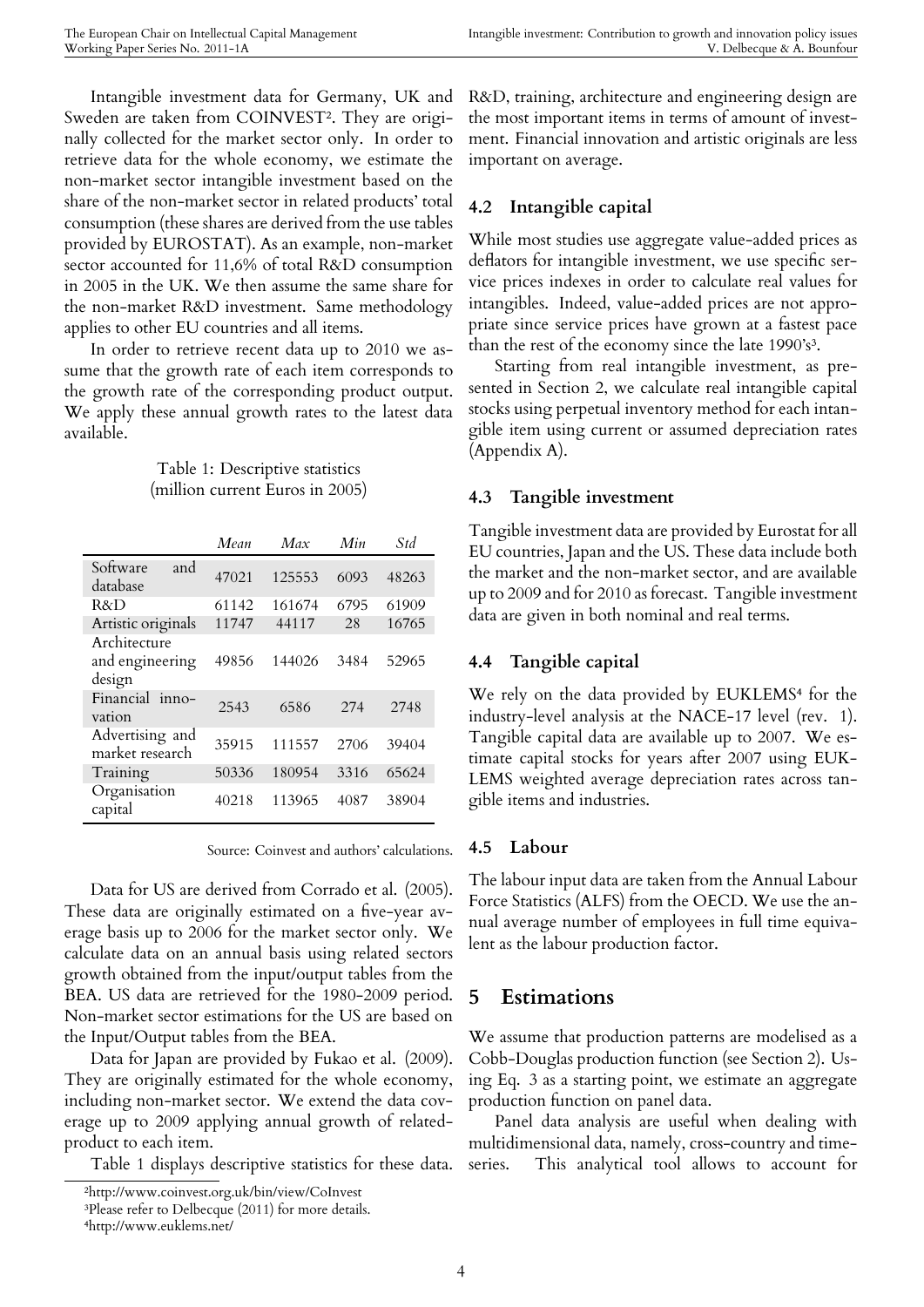Intangible investment data for Germany, UK and Sweden are taken from COINVEST[2]. They are originally collected for the market sector only. In order to retrieve data for the whole economy, we estimate the non-market sector intangible investment based on the share of the non-market sector in related products' total consumption (these shares are derived from the use tables provided by EUROSTAT). As an example, non-market sector accounted for 11,6% of total R&D consumption in 2005 in the UK. We then assume the same share for the non-market R&D investment. Same methodology applies to other EU countries and all items.

In order to retrieve recent data up to 2010 we assume that the growth rate of each item corresponds to the growth rate of the corresponding product output. We apply these annual growth rates to the latest data available.

Table 1: Descriptive statistics (million current Euros in 2005)

| | *Mean* | *Max* | *Min* | *Std* |
|---|---|---|---|---|
| Software and database | 47021 | 125553 | 6093 | 48263 |
| R&D | 61142 | 161674 | 6795 | 61909 |
| Artistic originals | 11747 | 44117 | 28 | 16765 |
| Architecture and engineering design | 49856 | 144026 | 3484 | 52965 |
| Financial innovation | 2543 | 6586 | 274 | 2748 |
| Advertising and market research | 35915 | 111557 | 2706 | 39404 |
| Training | 50336 | 180954 | 3316 | 65624 |
| Organisation capital | 40218 | 113965 | 4087 | 38904 |

Source: Coinvest and authors' calculations.

Data for US are derived from Corrado et al. (2005). These data are originally estimated on a five-year average basis up to 2006 for the market sector only. We calculate data on an annual basis using related sectors growth obtained from the input/output tables from the BEA. US data are retrieved for the 1980-2009 period. Non-market sector estimations for the US are based on the Input/Output tables from the BEA.

Data for Japan are provided by Fukao et al. (2009). They are originally estimated for the whole economy, including non-market sector. We extend the data coverage up to 2009 applying annual growth of related-product to each item.

Table 1 displays descriptive statistics for these data. R&D, training, architecture and engineering design are the most important items in terms of amount of investment. Financial innovation and artistic originals are less important on average.

## 4.2 Intangible capital

While most studies use aggregate value-added prices as deflators for intangible investment, we use specific service prices indexes in order to calculate real values for intangibles. Indeed, value-added prices are not appropriate since service prices have grown at a fastest pace than the rest of the economy since the late 1990's[3].

Starting from real intangible investment, as presented in Section 2, we calculate real intangible capital stocks using perpetual inventory method for each intangible item using current or assumed depreciation rates (Appendix A).

## 4.3 Tangible investment

Tangible investment data are provided by Eurostat for all EU countries, Japan and the US. These data include both the market and the non-market sector, and are available up to 2009 and for 2010 as forecast. Tangible investment data are given in both nominal and real terms.

## 4.4 Tangible capital

We rely on the data provided by EUKLEMS[4] for the industry-level analysis at the NACE-17 level (rev. 1). Tangible capital data are available up to 2007. We estimate capital stocks for years after 2007 using EUKLEMS weighted average depreciation rates across tangible items and industries.

## 4.5 Labour

The labour input data are taken from the Annual Labour Force Statistics (ALFS) from the OECD. We use the annual average number of employees in full time equivalent as the labour production factor.

# 5 Estimations

We assume that production patterns are modelised as a Cobb-Douglas production function (see Section 2). Using Eq. 3 as a starting point, we estimate an aggregate production function on panel data.

Panel data analysis are useful when dealing with multidimensional data, namely, cross-country and time-series. This analytical tool allows to account for

[2] http://www.coinvest.org.uk/bin/view/CoInvest

[3] Please refer to Delbecque (2011) for more details.

[4] http://www.euklems.net/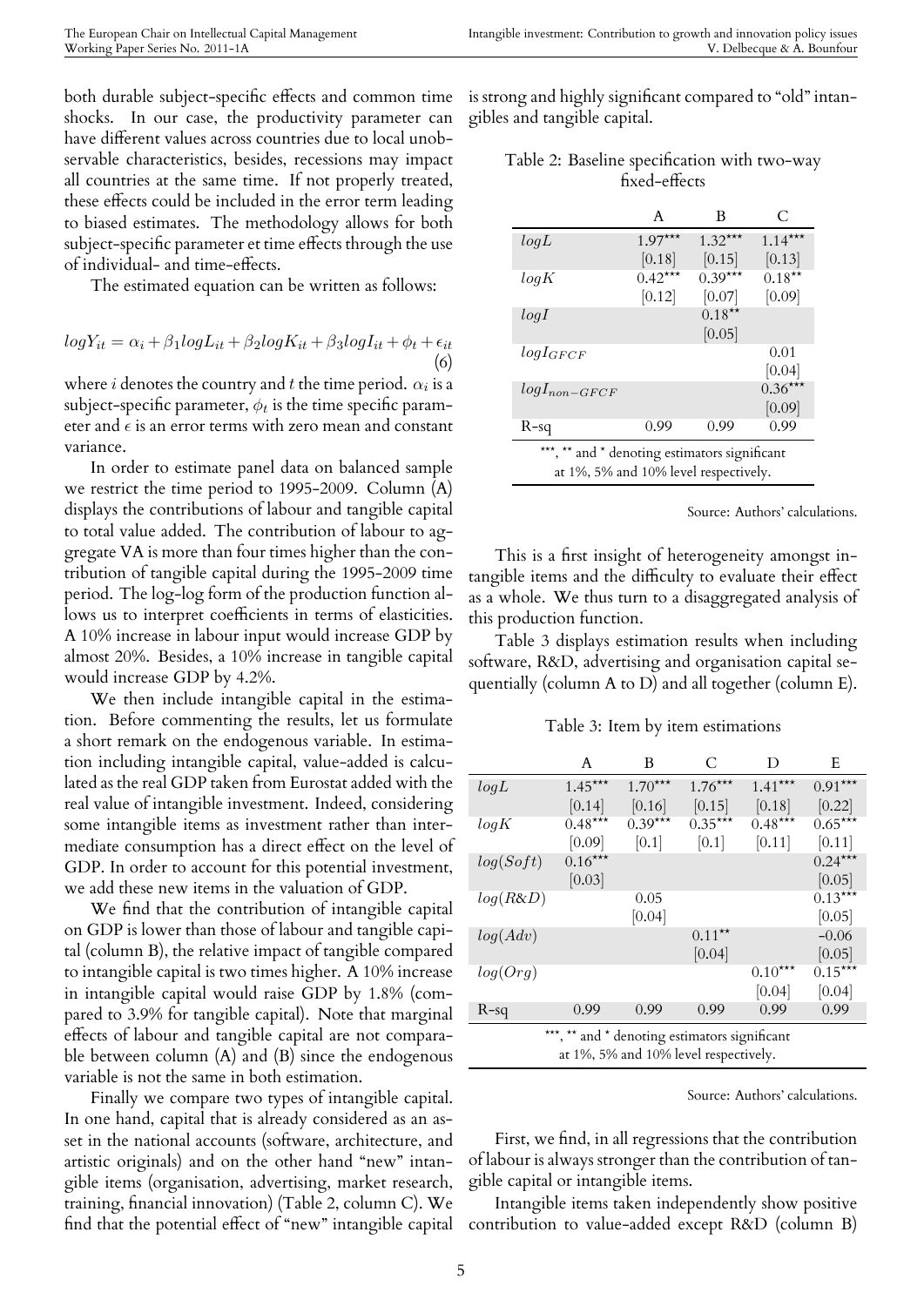both durable subject-specific effects and common time shocks. In our case, the productivity parameter can have different values across countries due to local unobservable characteristics, besides, recessions may impact all countries at the same time. If not properly treated, these effects could be included in the error term leading to biased estimates. The methodology allows for both subject-specific parameter et time effects through the use of individual- and time-effects.

The estimated equation can be written as follows:

$$logY_{it} = \alpha_i + \beta_1 logL_{it} + \beta_2 logK_{it} + \beta_3 logI_{it} + \phi_t + \epsilon_{it} \quad (6)$$

where $i$ denotes the country and $t$ the time period. $\alpha_i$ is a subject-specific parameter, $\phi_t$ is the time specific parameter and $\epsilon$ is an error terms with zero mean and constant variance.

In order to estimate panel data on balanced sample we restrict the time period to 1995-2009. Column (A) displays the contributions of labour and tangible capital to total value added. The contribution of labour to aggregate VA is more than four times higher than the contribution of tangible capital during the 1995-2009 time period. The log-log form of the production function allows us to interpret coefficients in terms of elasticities. A 10% increase in labour input would increase GDP by almost 20%. Besides, a 10% increase in tangible capital would increase GDP by 4.2%.

We then include intangible capital in the estimation. Before commenting the results, let us formulate a short remark on the endogenous variable. In estimation including intangible capital, value-added is calculated as the real GDP taken from Eurostat added with the real value of intangible investment. Indeed, considering some intangible items as investment rather than intermediate consumption has a direct effect on the level of GDP. In order to account for this potential investment, we add these new items in the valuation of GDP.

We find that the contribution of intangible capital on GDP is lower than those of labour and tangible capital (column B), the relative impact of tangible compared to intangible capital is two times higher. A 10% increase in intangible capital would raise GDP by 1.8% (compared to 3.9% for tangible capital). Note that marginal effects of labour and tangible capital are not comparable between column (A) and (B) since the endogenous variable is not the same in both estimation.

Finally we compare two types of intangible capital. In one hand, capital that is already considered as an asset in the national accounts (software, architecture, and artistic originals) and on the other hand "new" intangible items (organisation, advertising, market research, training, financial innovation) (Table 2, column C). We find that the potential effect of "new" intangible capital is strong and highly significant compared to "old" intangibles and tangible capital.

Table 2: Baseline specification with two-way fixed-effects

| | A | B | C |
|---|---|---|---|
| $logL$ | $1.97^{***}$ | $1.32^{***}$ | $1.14^{***}$ |
| | [0.18] | [0.15] | [0.13] |
| $logK$ | $0.42^{***}$ | $0.39^{***}$ | $0.18^{**}$ |
| | [0.12] | [0.07] | [0.09] |
| $logI$ | | $0.18^{**}$ | |
| | | [0.05] | |
| $logI_{GFCF}$ | | | 0.01 |
| | | | [0.04] |
| $logI_{non-GFCF}$ | | | $0.36^{***}$ |
| | | | [0.09] |
| R-sq | 0.99 | 0.99 | 0.99 |

***, ** and * denoting estimators significant at 1%, 5% and 10% level respectively.

Source: Authors' calculations.

This is a first insight of heterogeneity amongst intangible items and the difficulty to evaluate their effect as a whole. We thus turn to a disaggregated analysis of this production function.

Table 3 displays estimation results when including software, R&D, advertising and organisation capital sequentially (column A to D) and all together (column E).

Table 3: Item by item estimations

| | A | B | C | D | E |
|---|---|---|---|---|---|
| $logL$ | $1.45^{***}$ | $1.70^{***}$ | $1.76^{***}$ | $1.41^{***}$ | $0.91^{***}$ |
| | [0.14] | [0.16] | [0.15] | [0.18] | [0.22] |
| $logK$ | $0.48^{***}$ | $0.39^{***}$ | $0.35^{***}$ | $0.48^{***}$ | $0.65^{***}$ |
| | [0.09] | [0.1] | [0.1] | [0.11] | [0.11] |
| $log(Soft)$ | $0.16^{***}$ | | | | $0.24^{***}$ |
| | [0.03] | | | | [0.05] |
| $log(R\&D)$ | | 0.05 | | | $0.13^{***}$ |
| | | [0.04] | | | [0.05] |
| $log(Adv)$ | | | $0.11^{**}$ | | -0.06 |
| | | | [0.04] | | [0.05] |
| $log(Org)$ | | | | $0.10^{***}$ | $0.15^{***}$ |
| | | | | [0.04] | [0.04] |
| R-sq | 0.99 | 0.99 | 0.99 | 0.99 | 0.99 |

***, ** and * denoting estimators significant at 1%, 5% and 10% level respectively.

Source: Authors' calculations.

First, we find, in all regressions that the contribution of labour is always stronger than the contribution of tangible capital or intangible items.

Intangible items taken independently show positive contribution to value-added except R&D (column B)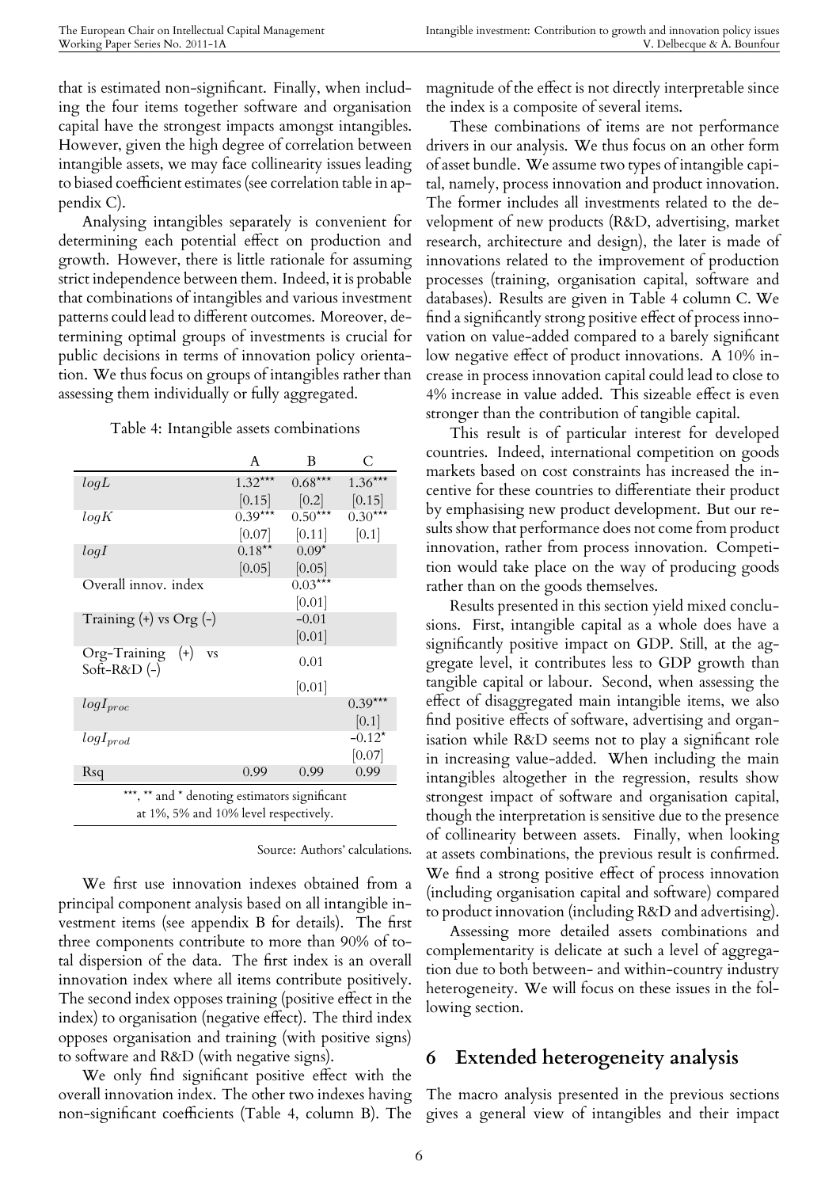that is estimated non-significant. Finally, when including the four items together software and organisation capital have the strongest impacts amongst intangibles. However, given the high degree of correlation between intangible assets, we may face collinearity issues leading to biased coefficient estimates (see correlation table in appendix C).

Analysing intangibles separately is convenient for determining each potential effect on production and growth. However, there is little rationale for assuming strict independence between them. Indeed, it is probable that combinations of intangibles and various investment patterns could lead to different outcomes. Moreover, determining optimal groups of investments is crucial for public decisions in terms of innovation policy orientation. We thus focus on groups of intangibles rather than assessing them individually or fully aggregated.

Table 4: Intangible assets combinations

| | A | B | C |
|---|---|---|---|
| $logL$ | $1.32^{***}$ | $0.68^{***}$ | $1.36^{***}$ |
| | [0.15] | [0.2] | [0.15] |
| $logK$ | $0.39^{***}$ | $0.50^{***}$ | $0.30^{***}$ |
| | [0.07] | [0.11] | [0.1] |
| $logI$ | $0.18^{**}$ | $0.09^{*}$ | |
| | [0.05] | [0.05] | |
| Overall innov. index | | $0.03^{***}$ | |
| | | [0.01] | |
| Training (+) vs Org (-) | | -0.01 | |
| | | [0.01] | |
| Org-Training (+) vs Soft-R&D (-) | | 0.01 | |
| | | [0.01] | |
| $logI_{proc}$ | | | $0.39^{***}$ |
| | | | [0.1] |
| $logI_{prod}$ | | | $-0.12^{*}$ |
| | | | [0.07] |
| Rsq | 0.99 | 0.99 | 0.99 |

***, ** and * denoting estimators significant at 1%, 5% and 10% level respectively.

Source: Authors' calculations.

We first use innovation indexes obtained from a principal component analysis based on all intangible investment items (see appendix B for details). The first three components contribute to more than 90% of total dispersion of the data. The first index is an overall innovation index where all items contribute positively. The second index opposes training (positive effect in the index) to organisation (negative effect). The third index opposes organisation and training (with positive signs) to software and R&D (with negative signs).

We only find significant positive effect with the overall innovation index. The other two indexes having non-significant coefficients (Table 4, column B). The magnitude of the effect is not directly interpretable since the index is a composite of several items.

These combinations of items are not performance drivers in our analysis. We thus focus on an other form of asset bundle. We assume two types of intangible capital, namely, process innovation and product innovation. The former includes all investments related to the development of new products (R&D, advertising, market research, architecture and design), the later is made of innovations related to the improvement of production processes (training, organisation capital, software and databases). Results are given in Table 4 column C. We find a significantly strong positive effect of process innovation on value-added compared to a barely significant low negative effect of product innovations. A 10% increase in process innovation capital could lead to close to 4% increase in value added. This sizeable effect is even stronger than the contribution of tangible capital.

This result is of particular interest for developed countries. Indeed, international competition on goods markets based on cost constraints has increased the incentive for these countries to differentiate their product by emphasising new product development. But our results show that performance does not come from product innovation, rather from process innovation. Competition would take place on the way of producing goods rather than on the goods themselves.

Results presented in this section yield mixed conclusions. First, intangible capital as a whole does have a significantly positive impact on GDP. Still, at the aggregate level, it contributes less to GDP growth than tangible capital or labour. Second, when assessing the effect of disaggregated main intangible items, we also find positive effects of software, advertising and organisation while R&D seems not to play a significant role in increasing value-added. When including the main intangibles altogether in the regression, results show strongest impact of software and organisation capital, though the interpretation is sensitive due to the presence of collinearity between assets. Finally, when looking at assets combinations, the previous result is confirmed. We find a strong positive effect of process innovation (including organisation capital and software) compared to product innovation (including R&D and advertising).

Assessing more detailed assets combinations and complementarity is delicate at such a level of aggregation due to both between- and within-country industry heterogeneity. We will focus on these issues in the following section.

## 6 Extended heterogeneity analysis

The macro analysis presented in the previous sections gives a general view of intangibles and their impact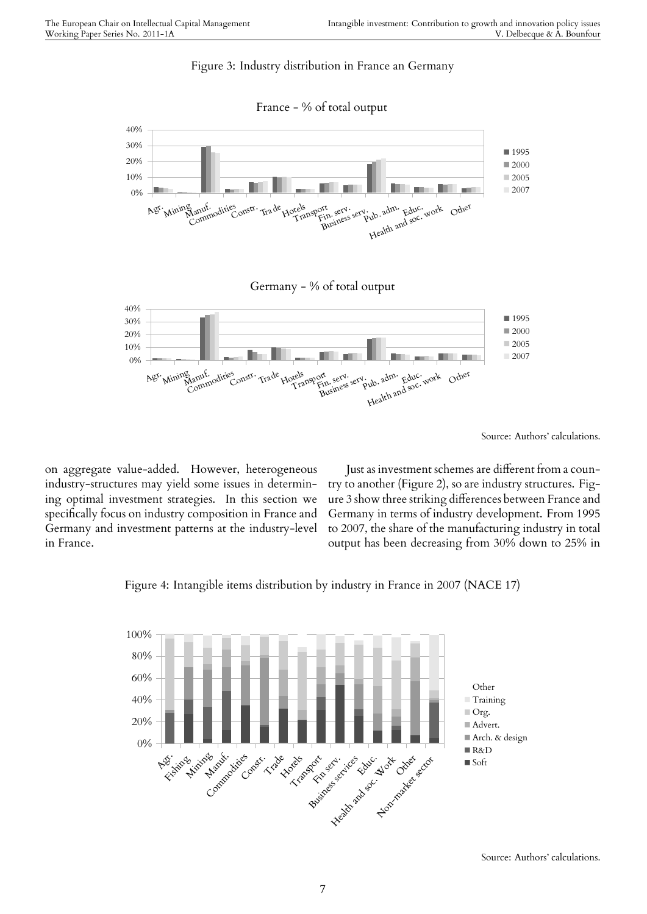Figure 3: Industry distribution in France an Germany

Source: Authors' calculations.

on aggregate value-added. However, heterogeneous industry-structures may yield some issues in determining optimal investment strategies. In this section we specifically focus on industry composition in France and Germany and investment patterns at the industry-level in France.

Just as investment schemes are different from a country to another (Figure 2), so are industry structures. Figure 3 show three striking differences between France and Germany in terms of industry development. From 1995 to 2007, the share of the manufacturing industry in total output has been decreasing from 30% down to 25% in

Figure 4: Intangible items distribution by industry in France in 2007 (NACE 17)

Source: Authors' calculations.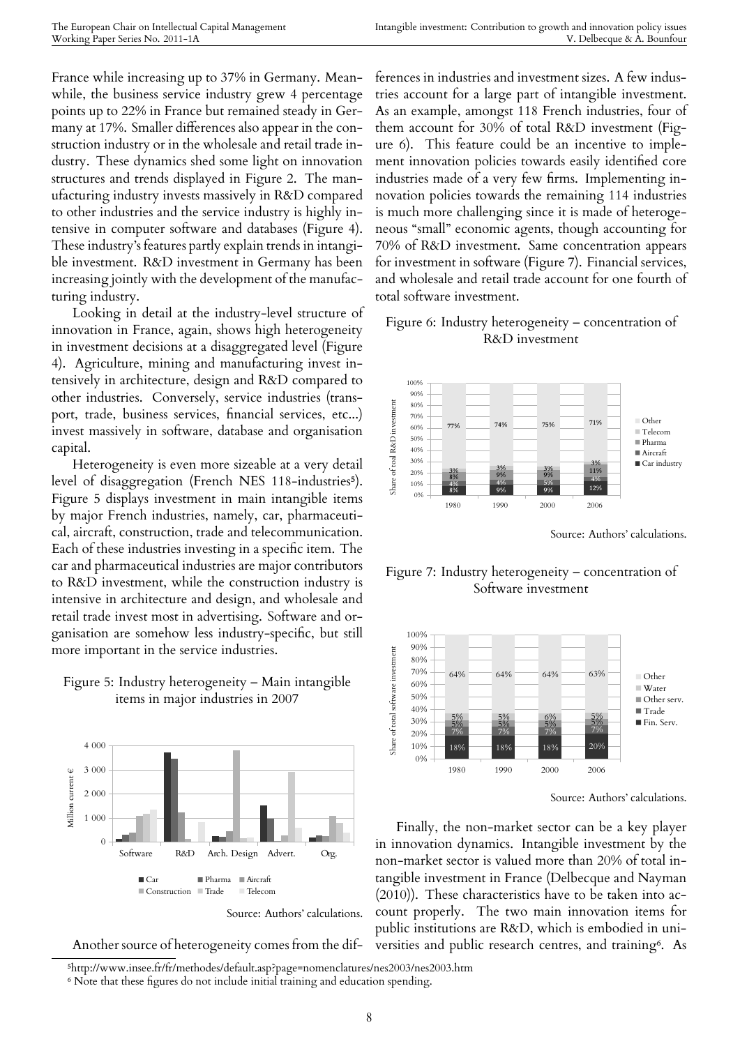France while increasing up to 37% in Germany. Meanwhile, the business service industry grew 4 percentage points up to 22% in France but remained steady in Germany at 17%. Smaller differences also appear in the construction industry or in the wholesale and retail trade industry. These dynamics shed some light on innovation structures and trends displayed in Figure 2. The manufacturing industry invests massively in R&D compared to other industries and the service industry is highly intensive in computer software and databases (Figure 4). These industry's features partly explain trends in intangible investment. R&D investment in Germany has been increasing jointly with the development of the manufacturing industry.

Looking in detail at the industry-level structure of innovation in France, again, shows high heterogeneity in investment decisions at a disaggregated level (Figure 4). Agriculture, mining and manufacturing invest intensively in architecture, design and R&D compared to other industries. Conversely, service industries (transport, trade, business services, financial services, etc...) invest massively in software, database and organisation capital.

Heterogeneity is even more sizeable at a very detail level of disaggregation (French NES 118-industries[5]). Figure 5 displays investment in main intangible items by major French industries, namely, car, pharmaceutical, aircraft, construction, trade and telecommunication. Each of these industries investing in a specific item. The car and pharmaceutical industries are major contributors to R&D investment, while the construction industry is intensive in architecture and design, and wholesale and retail trade invest most in advertising. Software and organisation are somehow less industry-specific, but still more important in the service industries.

Figure 5: Industry heterogeneity – Main intangible items in major industries in 2007

Source: Authors' calculations.

Another source of heterogeneity comes from the differences in industries and investment sizes. A few industries account for a large part of intangible investment. As an example, amongst 118 French industries, four of them account for 30% of total R&D investment (Figure 6). This feature could be an incentive to implement innovation policies towards easily identified core industries made of a very few firms. Implementing innovation policies towards the remaining 114 industries is much more challenging since it is made of heterogeneous "small" economic agents, though accounting for 70% of R&D investment. Same concentration appears for investment in software (Figure 7). Financial services, and wholesale and retail trade account for one fourth of total software investment.

Figure 6: Industry heterogeneity – concentration of R&D investment

Source: Authors' calculations.

Figure 7: Industry heterogeneity – concentration of Software investment

Source: Authors' calculations.

Finally, the non-market sector can be a key player in innovation dynamics. Intangible investment by the non-market sector is valued more than 20% of total intangible investment in France (Delbecque and Nayman (2010)). These characteristics have to be taken into account properly. The two main innovation items for public institutions are R&D, which is embodied in universities and public research centres, and training[6]. As

[5] http://www.insee.fr/fr/methodes/default.asp?page=nomenclatures/nes2003/nes2003.htm

[6] Note that these figures do not include initial training and education spending.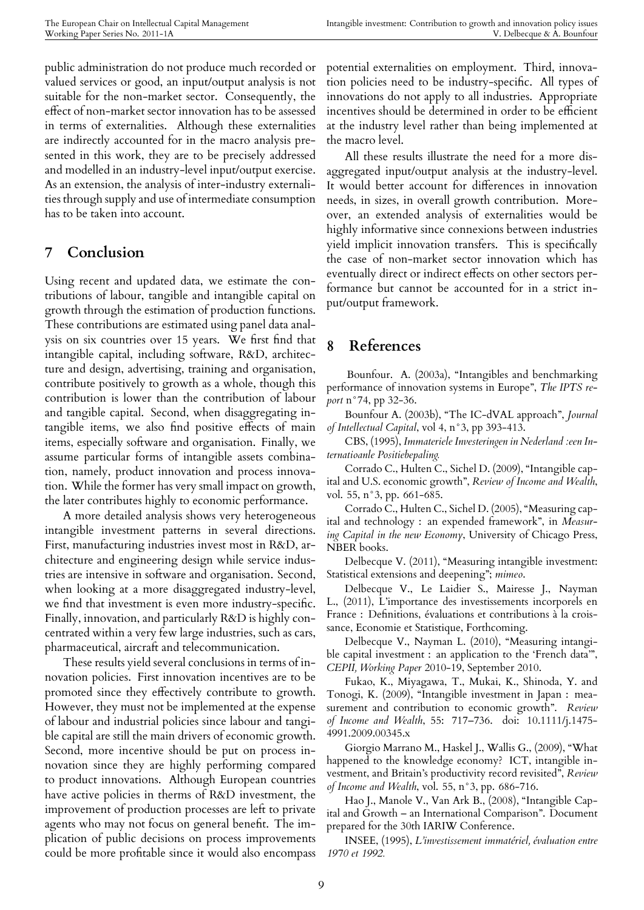public administration do not produce much recorded or valued services or good, an input/output analysis is not suitable for the non-market sector. Consequently, the effect of non-market sector innovation has to be assessed in terms of externalities. Although these externalities are indirectly accounted for in the macro analysis presented in this work, they are to be precisely addressed and modelled in an industry-level input/output exercise. As an extension, the analysis of inter-industry externalities through supply and use of intermediate consumption has to be taken into account.

# 7 Conclusion

Using recent and updated data, we estimate the contributions of labour, tangible and intangible capital on growth through the estimation of production functions. These contributions are estimated using panel data analysis on six countries over 15 years. We first find that intangible capital, including software, R&D, architecture and design, advertising, training and organisation, contribute positively to growth as a whole, though this contribution is lower than the contribution of labour and tangible capital. Second, when disaggregating intangible items, we also find positive effects of main items, especially software and organisation. Finally, we assume particular forms of intangible assets combination, namely, product innovation and process innovation. While the former has very small impact on growth, the later contributes highly to economic performance.

A more detailed analysis shows very heterogeneous intangible investment patterns in several directions. First, manufacturing industries invest most in R&D, architecture and engineering design while service industries are intensive in software and organisation. Second, when looking at a more disaggregated industry-level, we find that investment is even more industry-specific. Finally, innovation, and particularly R&D is highly concentrated within a very few large industries, such as cars, pharmaceutical, aircraft and telecommunication.

These results yield several conclusions in terms of innovation policies. First innovation incentives are to be promoted since they effectively contribute to growth. However, they must not be implemented at the expense of labour and industrial policies since labour and tangible capital are still the main drivers of economic growth. Second, more incentive should be put on process innovation since they are highly performing compared to product innovations. Although European countries have active policies in therms of R&D investment, the improvement of production processes are left to private agents who may not focus on general benefit. The implication of public decisions on process improvements could be more profitable since it would also encompass potential externalities on employment. Third, innovation policies need to be industry-specific. All types of innovations do not apply to all industries. Appropriate incentives should be determined in order to be efficient at the industry level rather than being implemented at the macro level.

All these results illustrate the need for a more disaggregated input/output analysis at the industry-level. It would better account for differences in innovation needs, in sizes, in overall growth contribution. Moreover, an extended analysis of externalities would be highly informative since connexions between industries yield implicit innovation transfers. This is specifically the case of non-market sector innovation which has eventually direct or indirect effects on other sectors performance but cannot be accounted for in a strict input/output framework.

# 8 References

Bounfour. A. (2003a), "Intangibles and benchmarking performance of innovation systems in Europe", *The IPTS report* n°74, pp 32-36.

Bounfour A. (2003b), "The IC-dVAL approach", *Journal of Intellectual Capital*, vol 4, n°3, pp 393-413.

CBS, (1995), *Immateriele Investeringen in Nederland :een Internatioanle Positiebepaling.*

Corrado C., Hulten C., Sichel D. (2009), "Intangible capital and U.S. economic growth", *Review of Income and Wealth*, vol. 55, n°3, pp. 661-685.

Corrado C., Hulten C., Sichel D. (2005), "Measuring capital and technology : an expended framework", in *Measuring Capital in the new Economy*, University of Chicago Press, NBER books.

Delbecque V. (2011), "Measuring intangible investment: Statistical extensions and deepening"; *mimeo*.

Delbecque V., Le Laidier S., Mairesse J., Nayman L., (2011), L'importance des investissements incorporels en France : Definitions, évaluations et contributions à la croissance, Economie et Statistique, Forthcoming.

Delbecque V., Nayman L. (2010), "Measuring intangible capital investment : an application to the 'French data'", *CEPII, Working Paper* 2010-19, September 2010.

Fukao, K., Miyagawa, T., Mukai, K., Shinoda, Y. and Tonogi, K. (2009), "Intangible investment in Japan : measurement and contribution to economic growth". *Review of Income and Wealth*, 55: 717–736. doi: 10.1111/j.1475-4991.2009.00345.x

Giorgio Marrano M., Haskel J., Wallis G., (2009), "What happened to the knowledge economy? ICT, intangible investment, and Britain's productivity record revisited", *Review of Income and Wealth*, vol. 55, n°3, pp. 686-716.

Hao J., Manole V., Van Ark B., (2008), "Intangible Capital and Growth – an International Comparison". Document prepared for the 30th IARIW Conference.

INSEE, (1995), *L'investissement immatériel, évaluation entre 1970 et 1992.*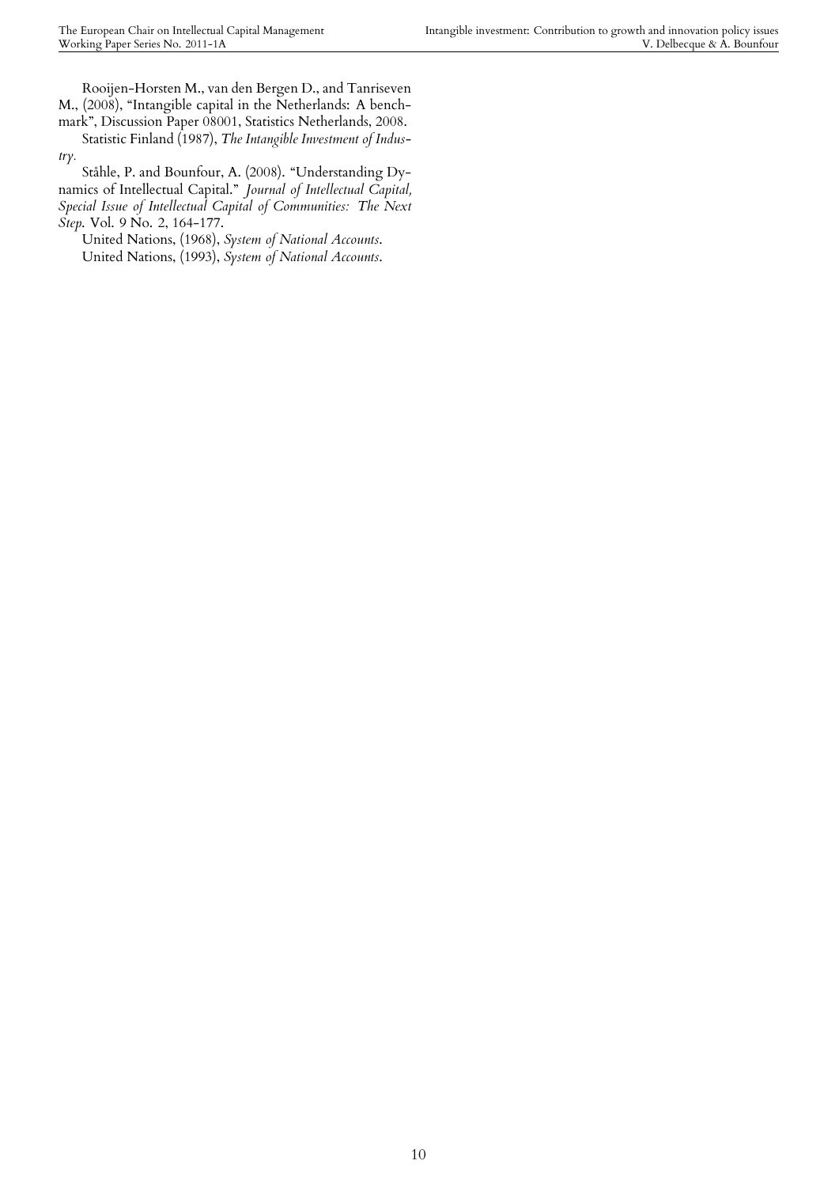Rooijen-Horsten M., van den Bergen D., and Tanriseven M., (2008), "Intangible capital in the Netherlands: A benchmark", Discussion Paper 08001, Statistics Netherlands, 2008.

Statistic Finland (1987), *The Intangible Investment of Industry.*

Ståhle, P. and Bounfour, A. (2008). "Understanding Dynamics of Intellectual Capital." *Journal of Intellectual Capital, Special Issue of Intellectual Capital of Communities: The Next Step.* Vol. 9 No. 2, 164-177.

United Nations, (1968), *System of National Accounts*.

United Nations, (1993), *System of National Accounts*.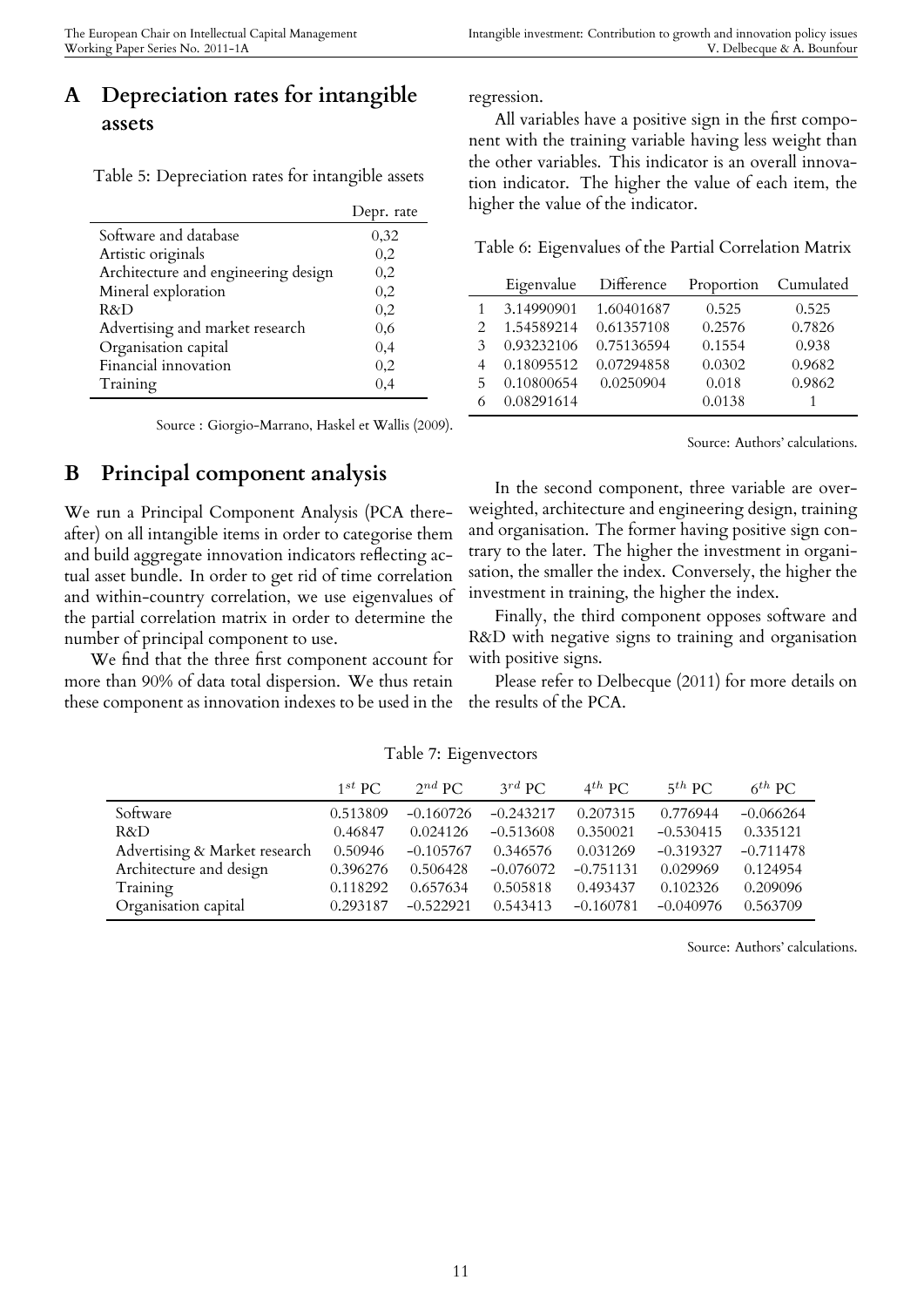# A Depreciation rates for intangible assets

Table 5: Depreciation rates for intangible assets

| | Depr. rate |
|---|---|
| Software and database | 0,32 |
| Artistic originals | 0,2 |
| Architecture and engineering design | 0,2 |
| Mineral exploration | 0,2 |
| R&D | 0,2 |
| Advertising and market research | 0,6 |
| Organisation capital | 0,4 |
| Financial innovation | 0,2 |
| Training | 0,4 |

Source : Giorgio-Marrano, Haskel et Wallis (2009).

# B Principal component analysis

We run a Principal Component Analysis (PCA thereafter) on all intangible items in order to categorise them and build aggregate innovation indicators reflecting actual asset bundle. In order to get rid of time correlation and within-country correlation, we use eigenvalues of the partial correlation matrix in order to determine the number of principal component to use.

We find that the three first component account for more than 90% of data total dispersion. We thus retain these component as innovation indexes to be used in the regression.

All variables have a positive sign in the first component with the training variable having less weight than the other variables. This indicator is an overall innovation indicator. The higher the value of each item, the higher the value of the indicator.

Table 6: Eigenvalues of the Partial Correlation Matrix

| | Eigenvalue | Difference | Proportion | Cumulated |
|---|---|---|---|---|
| 1 | 3.14990901 | 1.60401687 | 0.525 | 0.525 |
| 2 | 1.54589214 | 0.61357108 | 0.2576 | 0.7826 |
| 3 | 0.93232106 | 0.75136594 | 0.1554 | 0.938 |
| 4 | 0.18095512 | 0.07294858 | 0.0302 | 0.9682 |
| 5 | 0.10800654 | 0.0250904 | 0.018 | 0.9862 |
| 6 | 0.08291614 | | 0.0138 | 1 |

Source: Authors' calculations.

In the second component, three variable are overweighted, architecture and engineering design, training and organisation. The former having positive sign contrary to the later. The higher the investment in organisation, the smaller the index. Conversely, the higher the investment in training, the higher the index.

Finally, the third component opposes software and R&D with negative signs to training and organisation with positive signs.

Please refer to Delbecque (2011) for more details on the results of the PCA.

Table 7: Eigenvectors

| | $1^{st}$ PC | $2^{nd}$ PC | $3^{rd}$ PC | $4^{th}$ PC | $5^{th}$ PC | $6^{th}$ PC |
|---|---|---|---|---|---|---|
| Software | 0.513809 | −0.160726 | −0.243217 | 0.207315 | 0.776944 | −0.066264 |
| R&D | 0.46847 | 0.024126 | −0.513608 | 0.350021 | −0.530415 | 0.335121 |
| Advertising & Market research | 0.50946 | −0.105767 | 0.346576 | 0.031269 | −0.319327 | −0.711478 |
| Architecture and design | 0.396276 | 0.506428 | −0.076072 | −0.751131 | 0.029969 | 0.124954 |
| Training | 0.118292 | 0.657634 | 0.505818 | 0.493437 | 0.102326 | 0.209096 |
| Organisation capital | 0.293187 | −0.522921 | 0.543413 | −0.160781 | −0.040976 | 0.563709 |

Source: Authors' calculations.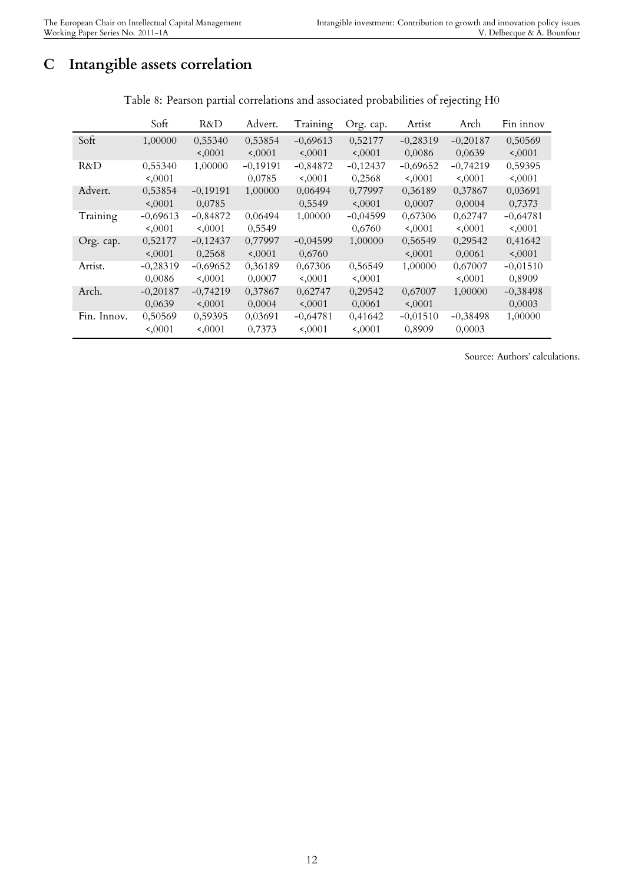# C Intangible assets correlation

Table 8: Pearson partial correlations and associated probabilities of rejecting H0

| | Soft | R&D | Advert. | Training | Org. cap. | Artist | Arch | Fin innov |
|---|---|---|---|---|---|---|---|---|
| Soft | 1,00000 | 0,55340 | 0,53854 | −0,69613 | 0,52177 | −0,28319 | −0,20187 | 0,50569 |
| | | <,0001 | <,0001 | <,0001 | <,0001 | 0,0086 | 0,0639 | <,0001 |
| R&D | 0,55340 | 1,00000 | −0,19191 | −0,84872 | −0,12437 | −0,69652 | −0,74219 | 0,59395 |
| | <,0001 | | 0,0785 | <,0001 | 0,2568 | <,0001 | <,0001 | <,0001 |
| Advert. | 0,53854 | −0,19191 | 1,00000 | 0,06494 | 0,77997 | 0,36189 | 0,37867 | 0,03691 |
| | <,0001 | 0,0785 | | 0,5549 | <,0001 | 0,0007 | 0,0004 | 0,7373 |
| Training | −0,69613 | −0,84872 | 0,06494 | 1,00000 | −0,04599 | 0,67306 | 0,62747 | −0,64781 |
| | <,0001 | <,0001 | 0,5549 | | 0,6760 | <,0001 | <,0001 | <,0001 |
| Org. cap. | 0,52177 | −0,12437 | 0,77997 | −0,04599 | 1,00000 | 0,56549 | 0,29542 | 0,41642 |
| | <,0001 | 0,2568 | <,0001 | 0,6760 | | <,0001 | 0,0061 | <,0001 |
| Artist. | −0,28319 | −0,69652 | 0,36189 | 0,67306 | 0,56549 | 1,00000 | 0,67007 | −0,01510 |
| | 0,0086 | <,0001 | 0,0007 | <,0001 | <,0001 | | <,0001 | 0,8909 |
| Arch. | −0,20187 | −0,74219 | 0,37867 | 0,62747 | 0,29542 | 0,67007 | 1,00000 | −0,38498 |
| | 0,0639 | <,0001 | 0,0004 | <,0001 | 0,0061 | <,0001 | | 0,0003 |
| Fin. Innov. | 0,50569 | 0,59395 | 0,03691 | −0,64781 | 0,41642 | −0,01510 | −0,38498 | 1,00000 |
| | <,0001 | <,0001 | 0,7373 | <,0001 | <,0001 | 0,8909 | 0,0003 | |

Source: Authors' calculations.